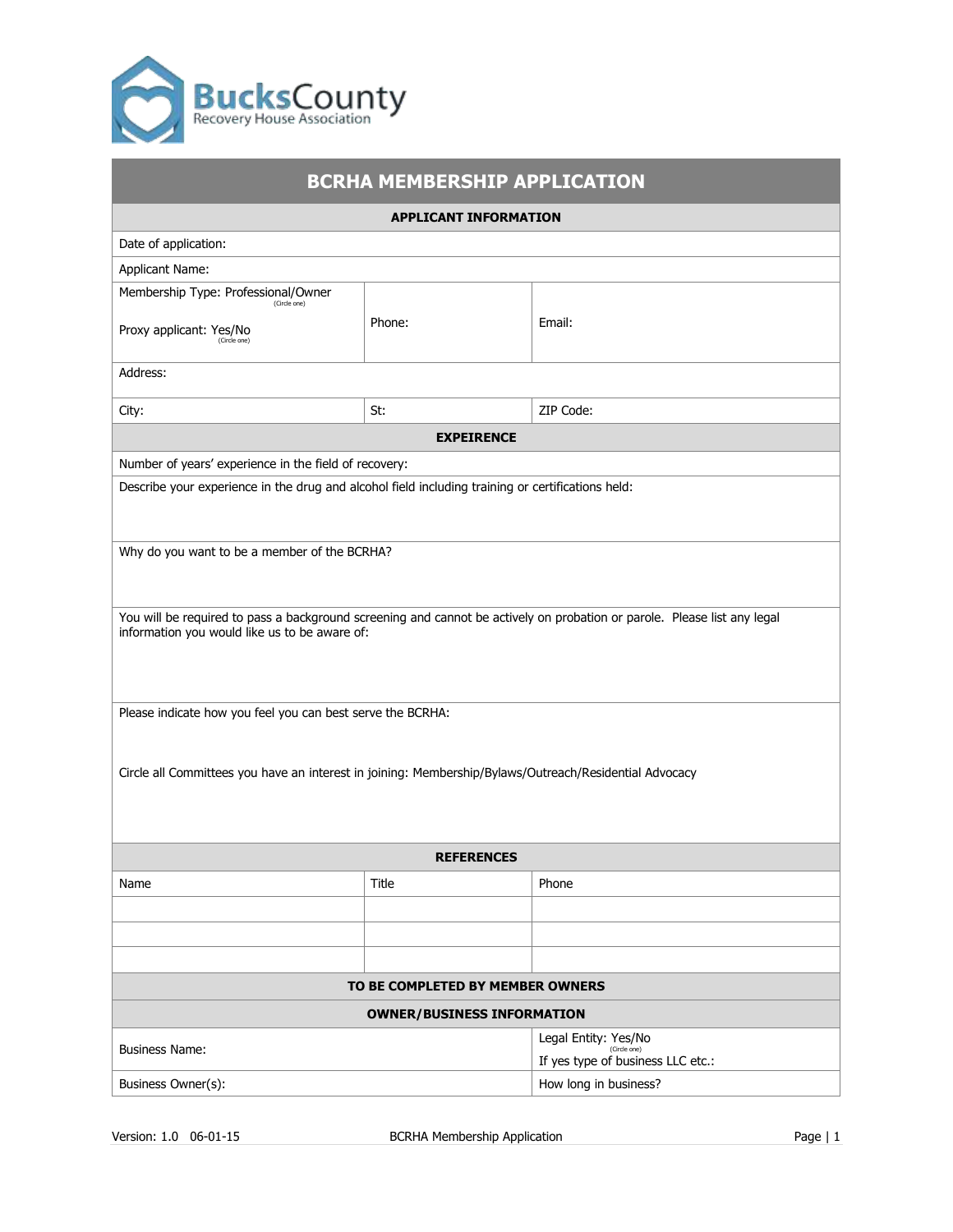BucksCounty
Recovery House Association

# BCRHA MEMBERSHIP APPLICATION

## APPLICANT INFORMATION

Date of application:

Applicant Name:

| Membership Type: Professional/Owner (Circle one)<br><br>Proxy applicant: Yes/No (Circle one) | Phone: | Email: |
|---|---|---|
| Address: | | |
| City: | St: | ZIP Code: |

## EXPEIRENCE

Number of years' experience in the field of recovery:

Describe your experience in the drug and alcohol field including training or certifications held:

Why do you want to be a member of the BCRHA?

You will be required to pass a background screening and cannot be actively on probation or parole. Please list any legal information you would like us to be aware of:

Please indicate how you feel you can best serve the BCRHA:

Circle all Committees you have an interest in joining: Membership/Bylaws/Outreach/Residential Advocacy

## REFERENCES

| Name | Title | Phone |
|---|---|---|
| | | |
| | | |
| | | |

## TO BE COMPLETED BY MEMBER OWNERS

## OWNER/BUSINESS INFORMATION

| Business Name: | Legal Entity: Yes/No (Circle one)<br>If yes type of business LLC etc.: |
|---|---|
| Business Owner(s): | How long in business? |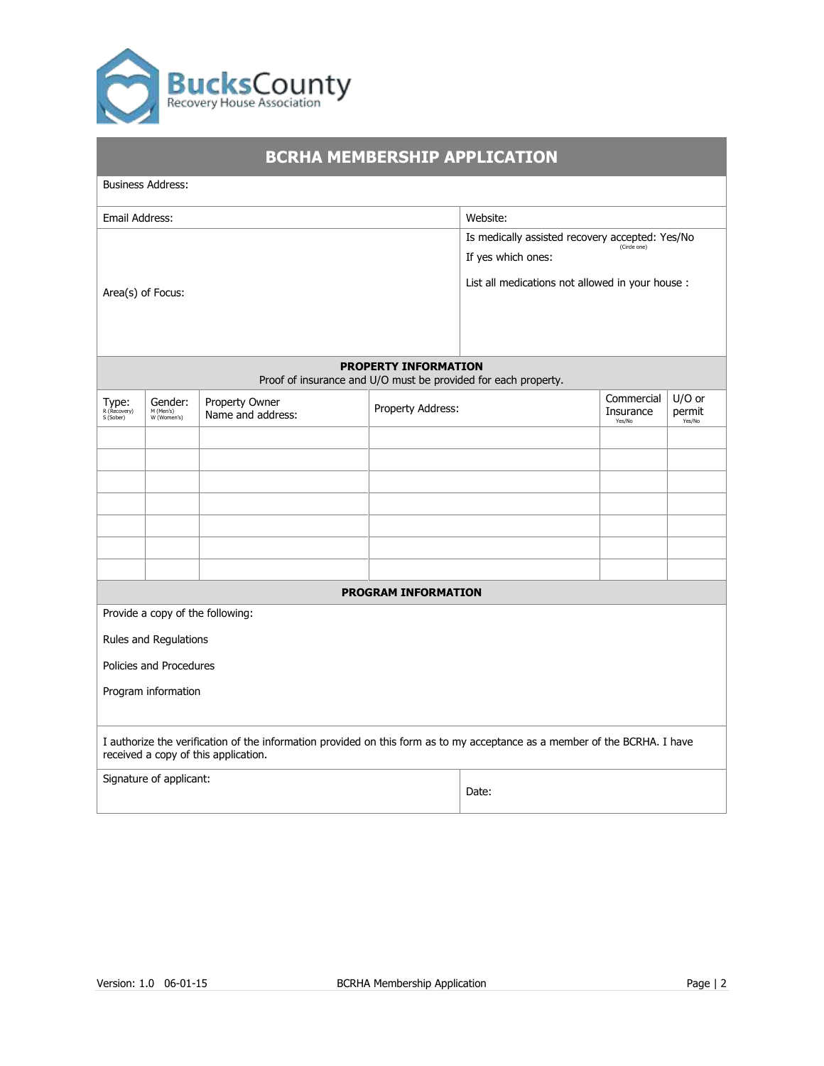# BCRHA MEMBERSHIP APPLICATION

Business Address:

Email Address:

Website:

Is medically assisted recovery accepted: Yes/No (Circle one)

If yes which ones:

List all medications not allowed in your house :

Area(s) of Focus:

## PROPERTY INFORMATION

Proof of insurance and U/O must be provided for each property.

| Type: R (Recovery) S (Sober) | Gender: M (Men's) W (Women's) | Property Owner Name and address: | Property Address: | Commercial Insurance Yes/No | U/O or permit Yes/No |
|---|---|---|---|---|---|
| | | | | | |
| | | | | | |
| | | | | | |
| | | | | | |
| | | | | | |
| | | | | | |
| | | | | | |

## PROGRAM INFORMATION

Provide a copy of the following:

Rules and Regulations

Policies and Procedures

Program information

I authorize the verification of the information provided on this form as to my acceptance as a member of the BCRHA. I have received a copy of this application.

Signature of applicant:

Date:

Version: 1.0 06-01-15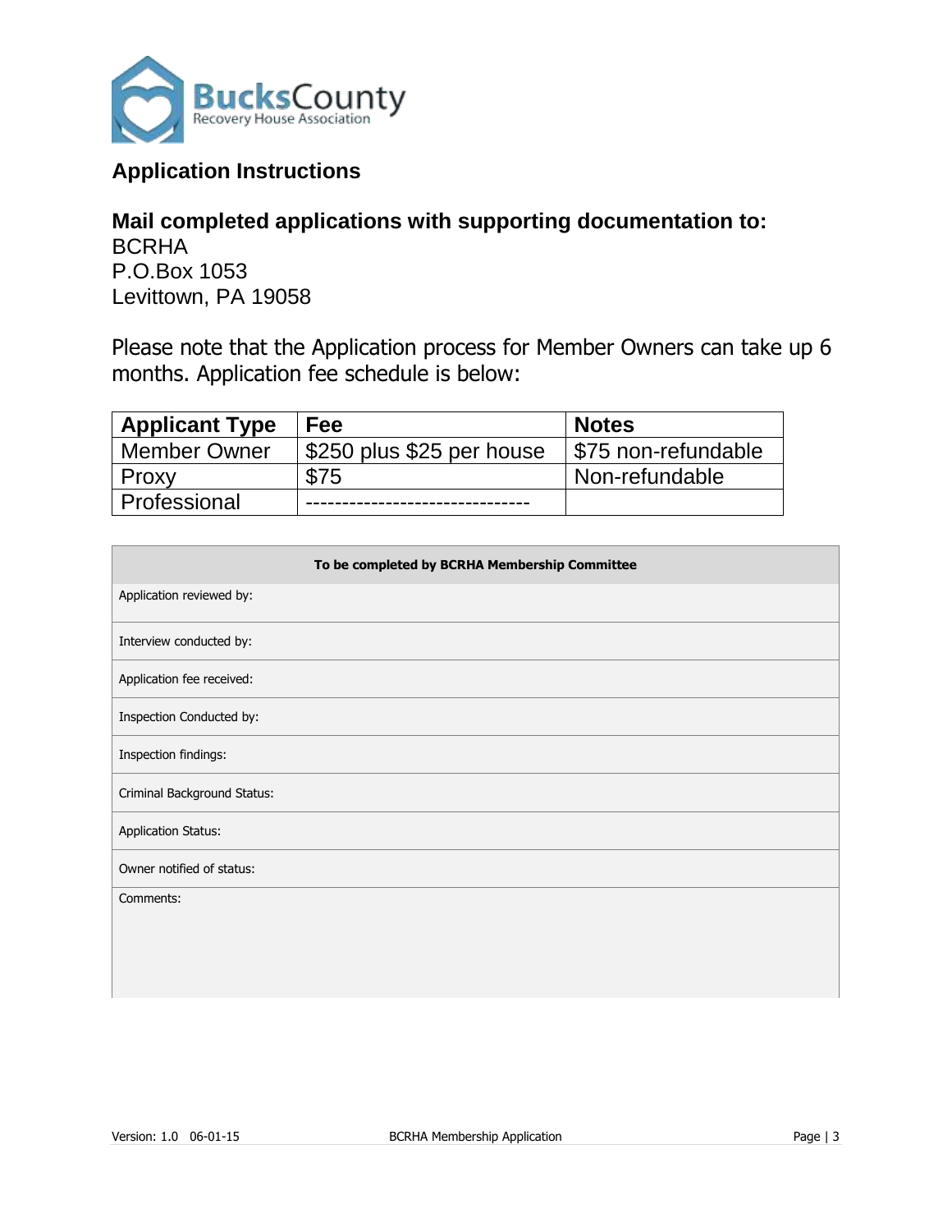BucksCounty
Recovery House Association

## Application Instructions

### Mail completed applications with supporting documentation to:

BCRHA
P.O.Box 1053
Levittown, PA 19058

Please note that the Application process for Member Owners can take up 6 months. Application fee schedule is below:

| Applicant Type | Fee | Notes |
|---|---|---|
| Member Owner | $250 plus $25 per house | $75 non-refundable |
| Proxy | $75 | Non-refundable |
| Professional | ------------------------------ | |

| To be completed by BCRHA Membership Committee |
|---|
| Application reviewed by: |
| Interview conducted by: |
| Application fee received: |
| Inspection Conducted by: |
| Inspection findings: |
| Criminal Background Status: |
| Application Status: |
| Owner notified of status: |
| Comments: |

Version: 1.0 06-01-15 BCRHA Membership Application